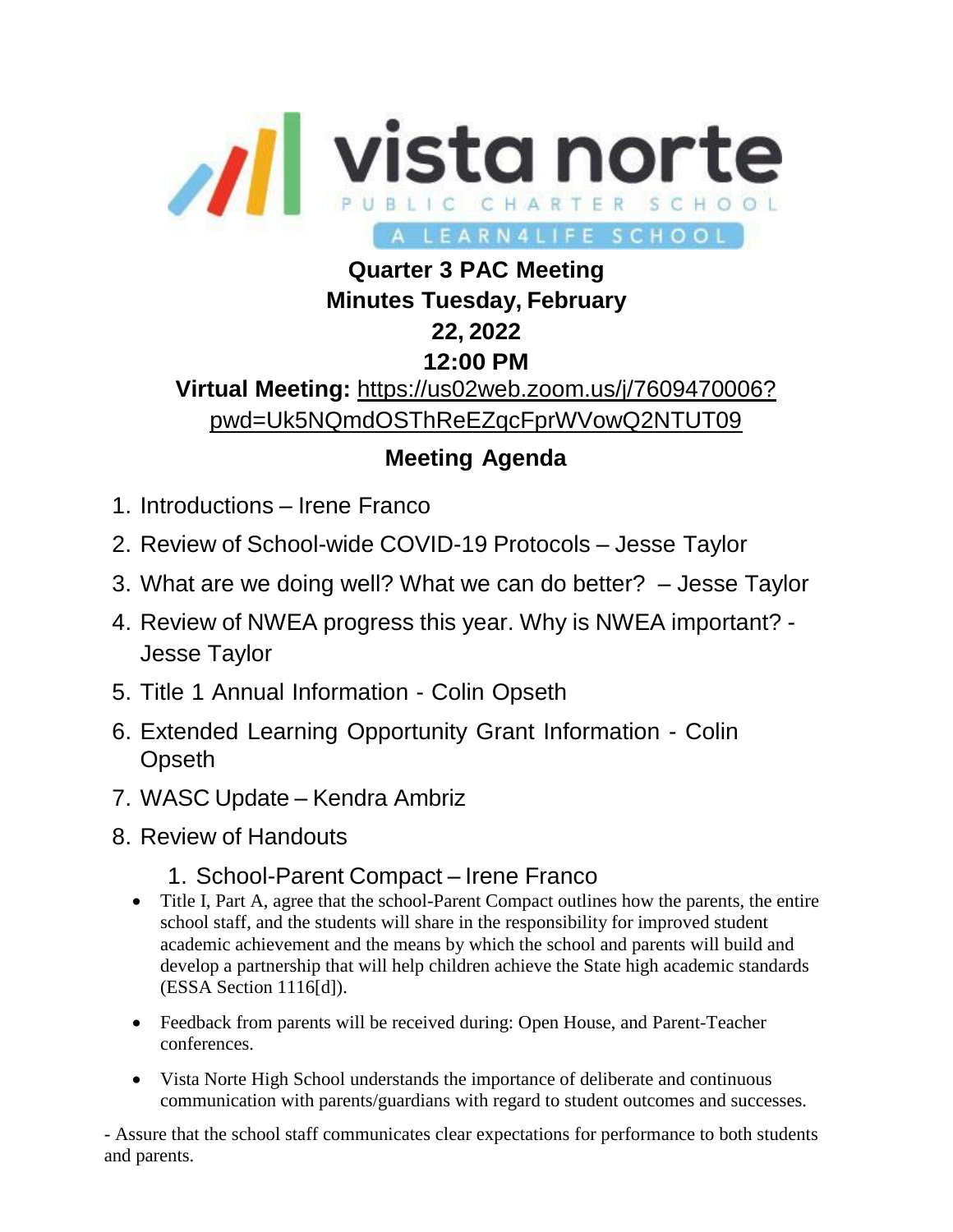vista norte

PUBLIC CHARTER SCHOOL

A LEARN4LIFE SCHOOL

**Quarter 3 PAC Meeting Minutes Tuesday, February 22, 2022 12:00 PM**

**Virtual Meeting:** https://us02web.zoom.us/j/7609470006?pwd=Uk5NQmdOSThReEZqcFprWVowQ2NTUT09

## Meeting Agenda

1. Introductions – Irene Franco
2. Review of School-wide COVID-19 Protocols – Jesse Taylor
3. What are we doing well? What we can do better? – Jesse Taylor
4. Review of NWEA progress this year. Why is NWEA important? - Jesse Taylor
5. Title 1 Annual Information - Colin Opseth
6. Extended Learning Opportunity Grant Information - Colin Opseth
7. WASC Update – Kendra Ambriz
8. Review of Handouts
   1. School-Parent Compact – Irene Franco

- Title I, Part A, agree that the school-Parent Compact outlines how the parents, the entire school staff, and the students will share in the responsibility for improved student academic achievement and the means by which the school and parents will build and develop a partnership that will help children achieve the State high academic standards (ESSA Section 1116[d]).
- Feedback from parents will be received during: Open House, and Parent-Teacher conferences.
- Vista Norte High School understands the importance of deliberate and continuous communication with parents/guardians with regard to student outcomes and successes.

- Assure that the school staff communicates clear expectations for performance to both students and parents.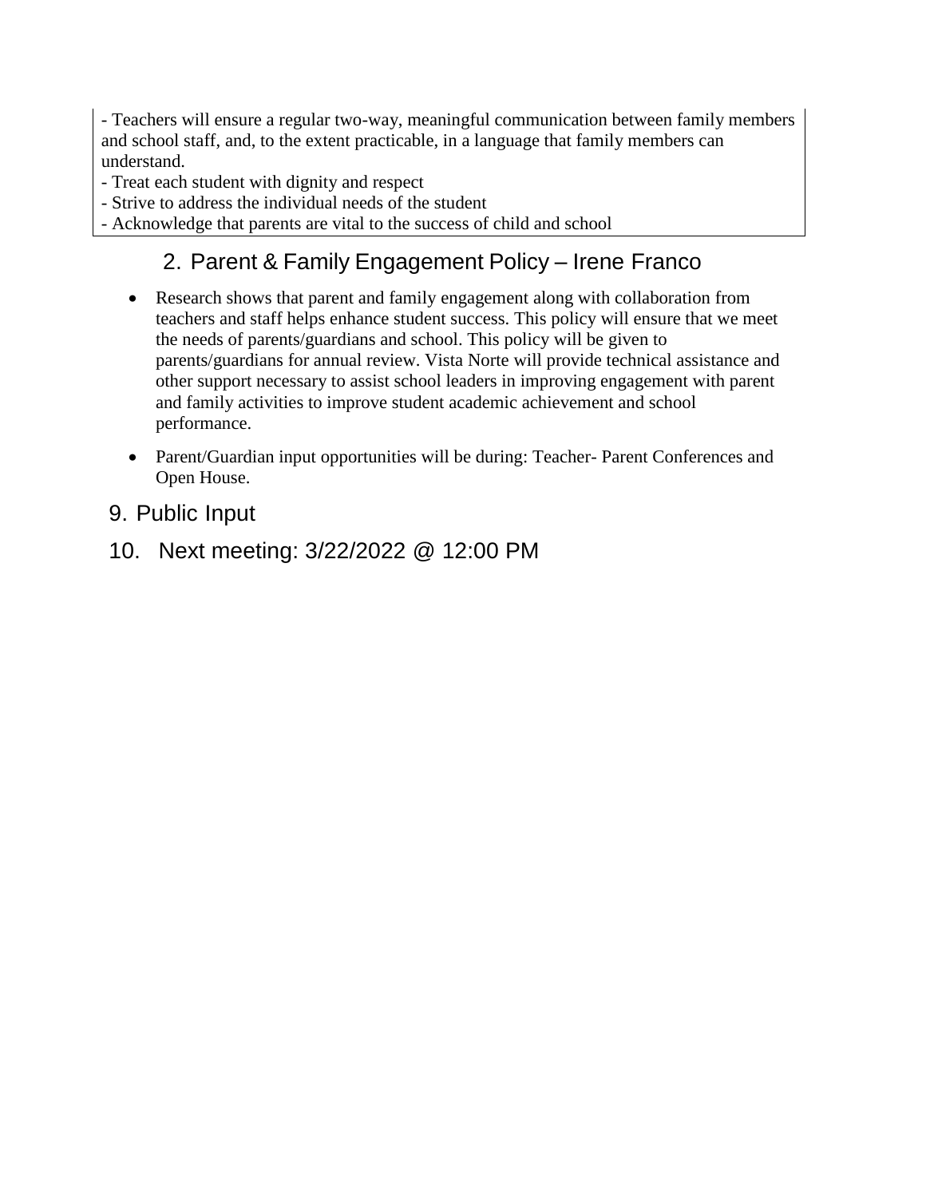- Teachers will ensure a regular two-way, meaningful communication between family members and school staff, and, to the extent practicable, in a language that family members can understand.
- Treat each student with dignity and respect
- Strive to address the individual needs of the student
- Acknowledge that parents are vital to the success of child and school

2. Parent & Family Engagement Policy – Irene Franco

- Research shows that parent and family engagement along with collaboration from teachers and staff helps enhance student success. This policy will ensure that we meet the needs of parents/guardians and school. This policy will be given to parents/guardians for annual review. Vista Norte will provide technical assistance and other support necessary to assist school leaders in improving engagement with parent and family activities to improve student academic achievement and school performance.

- Parent/Guardian input opportunities will be during: Teacher- Parent Conferences and Open House.

9. Public Input

10. Next meeting: 3/22/2022 @ 12:00 PM